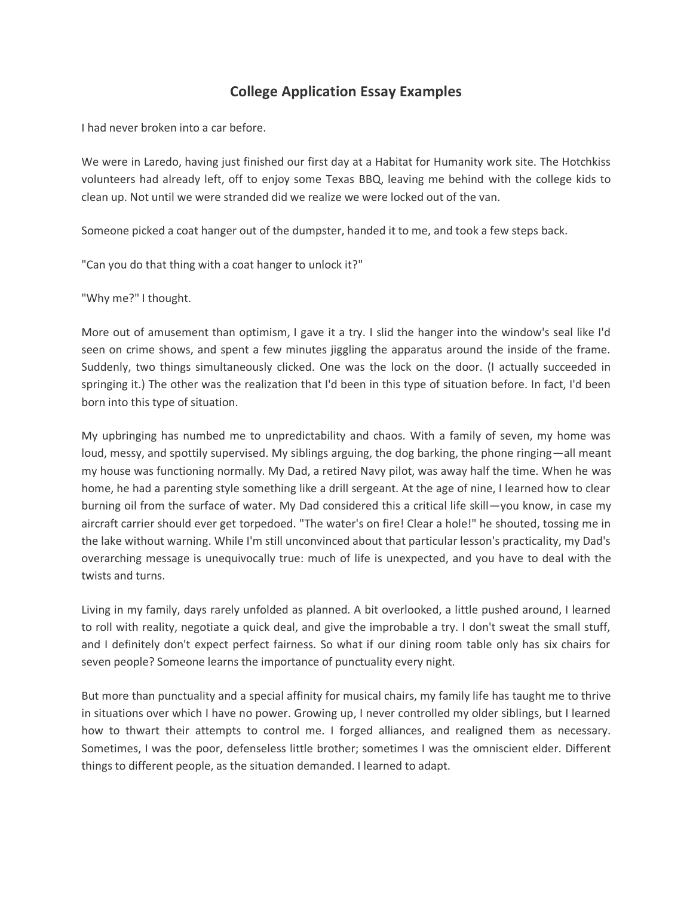# College Application Essay Examples

I had never broken into a car before.

We were in Laredo, having just finished our first day at a Habitat for Humanity work site. The Hotchkiss volunteers had already left, off to enjoy some Texas BBQ, leaving me behind with the college kids to clean up. Not until we were stranded did we realize we were locked out of the van.

Someone picked a coat hanger out of the dumpster, handed it to me, and took a few steps back.

"Can you do that thing with a coat hanger to unlock it?"

"Why me?" I thought.

More out of amusement than optimism, I gave it a try. I slid the hanger into the window's seal like I'd seen on crime shows, and spent a few minutes jiggling the apparatus around the inside of the frame. Suddenly, two things simultaneously clicked. One was the lock on the door. (I actually succeeded in springing it.) The other was the realization that I'd been in this type of situation before. In fact, I'd been born into this type of situation.

My upbringing has numbed me to unpredictability and chaos. With a family of seven, my home was loud, messy, and spottily supervised. My siblings arguing, the dog barking, the phone ringing—all meant my house was functioning normally. My Dad, a retired Navy pilot, was away half the time. When he was home, he had a parenting style something like a drill sergeant. At the age of nine, I learned how to clear burning oil from the surface of water. My Dad considered this a critical life skill—you know, in case my aircraft carrier should ever get torpedoed. "The water's on fire! Clear a hole!" he shouted, tossing me in the lake without warning. While I'm still unconvinced about that particular lesson's practicality, my Dad's overarching message is unequivocally true: much of life is unexpected, and you have to deal with the twists and turns.

Living in my family, days rarely unfolded as planned. A bit overlooked, a little pushed around, I learned to roll with reality, negotiate a quick deal, and give the improbable a try. I don't sweat the small stuff, and I definitely don't expect perfect fairness. So what if our dining room table only has six chairs for seven people? Someone learns the importance of punctuality every night.

But more than punctuality and a special affinity for musical chairs, my family life has taught me to thrive in situations over which I have no power. Growing up, I never controlled my older siblings, but I learned how to thwart their attempts to control me. I forged alliances, and realigned them as necessary. Sometimes, I was the poor, defenseless little brother; sometimes I was the omniscient elder. Different things to different people, as the situation demanded. I learned to adapt.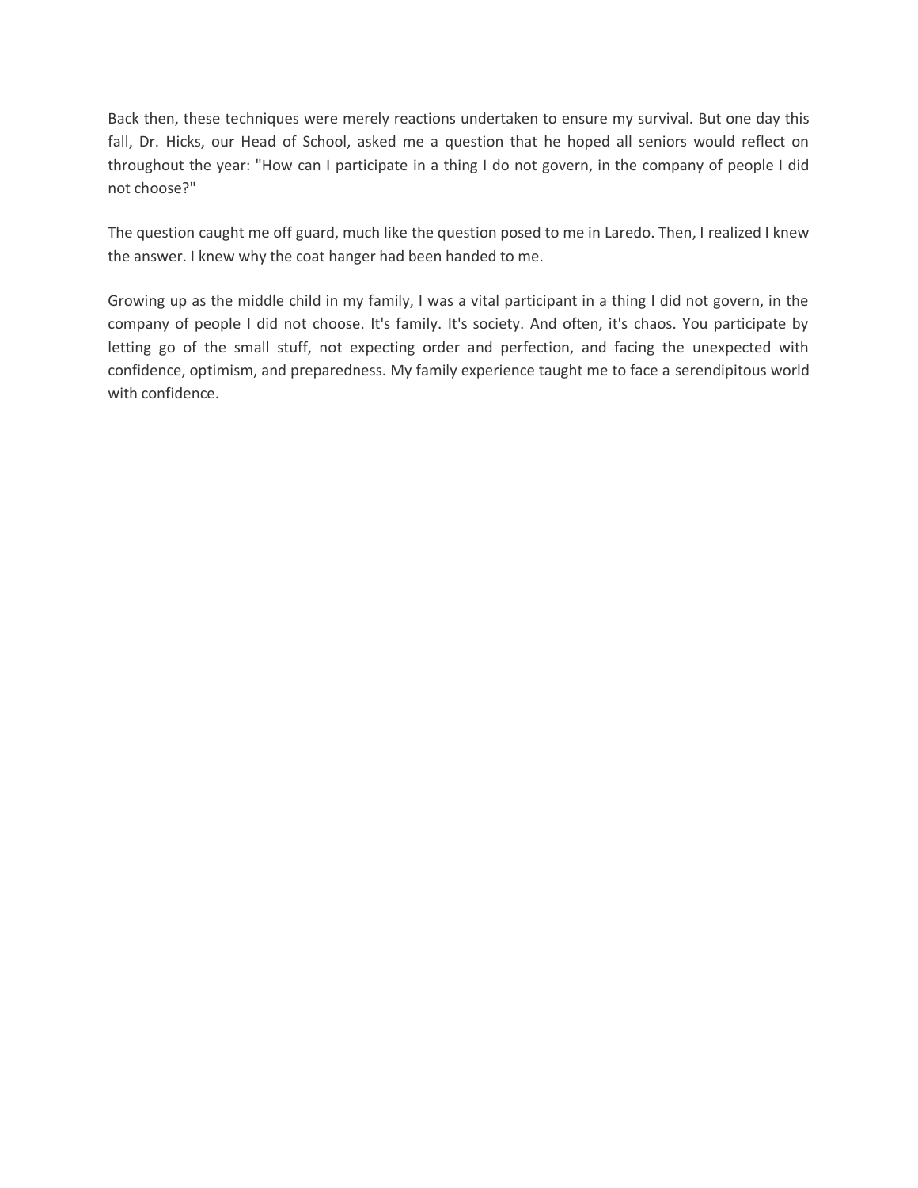Back then, these techniques were merely reactions undertaken to ensure my survival. But one day this fall, Dr. Hicks, our Head of School, asked me a question that he hoped all seniors would reflect on throughout the year: "How can I participate in a thing I do not govern, in the company of people I did not choose?"

The question caught me off guard, much like the question posed to me in Laredo. Then, I realized I knew the answer. I knew why the coat hanger had been handed to me.

Growing up as the middle child in my family, I was a vital participant in a thing I did not govern, in the company of people I did not choose. It's family. It's society. And often, it's chaos. You participate by letting go of the small stuff, not expecting order and perfection, and facing the unexpected with confidence, optimism, and preparedness. My family experience taught me to face a serendipitous world with confidence.